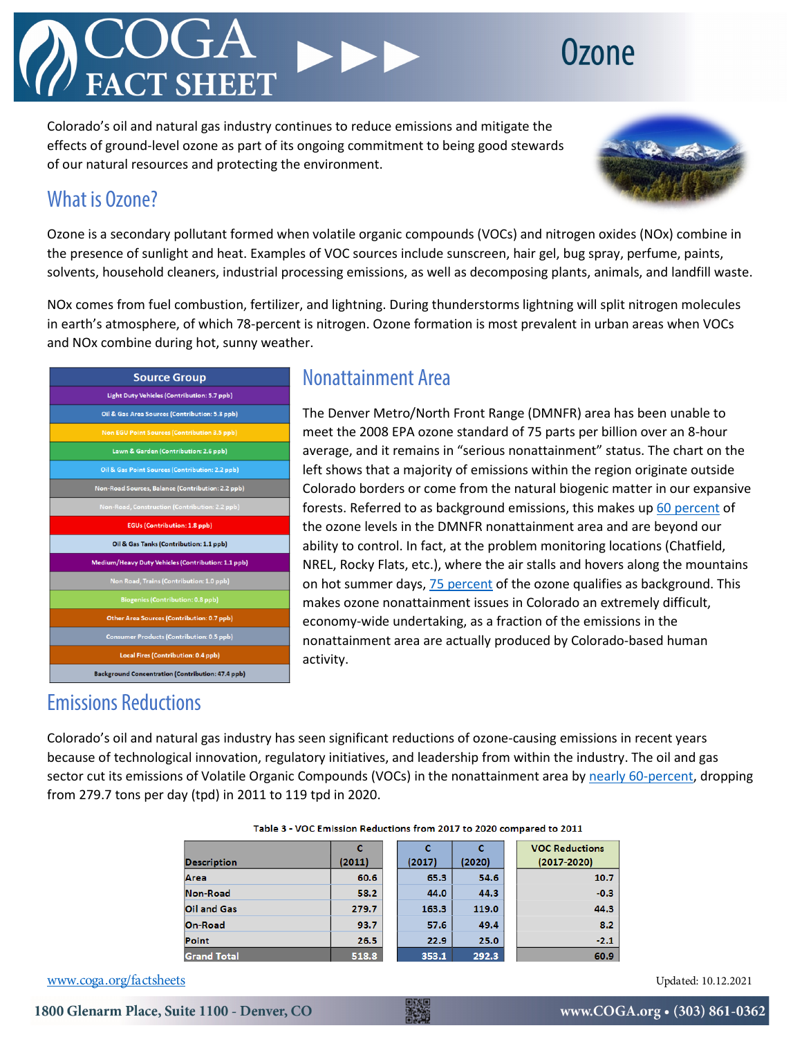# COGA FACT SHEET

# Ozone

Colorado's oil and natural gas industry continues to reduce emissions and mitigate the effects of ground-level ozone as part of its ongoing commitment to being good stewards of our natural resources and protecting the environment.

## What is Ozone?

Ozone is a secondary pollutant formed when volatile organic compounds (VOCs) and nitrogen oxides (NOx) combine in the presence of sunlight and heat. Examples of VOC sources include sunscreen, hair gel, bug spray, perfume, paints, solvents, household cleaners, industrial processing emissions, as well as decomposing plants, animals, and landfill waste.

NOx comes from fuel combustion, fertilizer, and lightning. During thunderstorms lightning will split nitrogen molecules in earth's atmosphere, of which 78-percent is nitrogen. Ozone formation is most prevalent in urban areas when VOCs and NOx combine during hot, sunny weather.

| Source Group |
|---|
| Light Duty Vehicles (Contribution: 5.7 ppb) |
| Oil & Gas Area Sources (Contribution: 5.3 ppb) |
| Non EGU Point Sources (Contribution 3.5 ppb) |
| Lawn & Garden (Contribution: 2.6 ppb) |
| Oil & Gas Point Sources (Contribution: 2.2 ppb) |
| Non-Road Sources, Balance (Contribution: 2.2 ppb) |
| Non-Road, Construction (Contribution: 2.2 ppb) |
| EGUs (Contribution: 1.8 ppb) |
| Oil & Gas Tanks (Contribution: 1.1 ppb) |
| Medium/Heavy Duty Vehicles (Contribution: 1.1 ppb) |
| Non Road, Trains (Contribution: 1.0 ppb) |
| Biogenics (Contribution: 0.8 ppb) |
| Other Area Sources (Contribution: 0.7 ppb) |
| Consumer Products (Contribution: 0.5 ppb) |
| Local Fires (Contribution: 0.4 ppb) |
| Background Concentration (Contribution: 47.4 ppb) |

## Nonattainment Area

The Denver Metro/North Front Range (DMNFR) area has been unable to meet the 2008 EPA ozone standard of 75 parts per billion over an 8-hour average, and it remains in "serious nonattainment" status. The chart on the left shows that a majority of emissions within the region originate outside Colorado borders or come from the natural biogenic matter in our expansive forests. Referred to as background emissions, this makes up 60 percent of the ozone levels in the DMNFR nonattainment area and are beyond our ability to control. In fact, at the problem monitoring locations (Chatfield, NREL, Rocky Flats, etc.), where the air stalls and hovers along the mountains on hot summer days, 75 percent of the ozone qualifies as background. This makes ozone nonattainment issues in Colorado an extremely difficult, economy-wide undertaking, as a fraction of the emissions in the nonattainment area are actually produced by Colorado-based human activity.

## Emissions Reductions

Colorado's oil and natural gas industry has seen significant reductions of ozone-causing emissions in recent years because of technological innovation, regulatory initiatives, and leadership from within the industry. The oil and gas sector cut its emissions of Volatile Organic Compounds (VOCs) in the nonattainment area by nearly 60-percent, dropping from 279.7 tons per day (tpd) in 2011 to 119 tpd in 2020.

**Table 3 - VOC Emission Reductions from 2017 to 2020 compared to 2011**

| Description | C (2011) | C (2017) | C (2020) | VOC Reductions (2017-2020) |
|---|---|---|---|---|
| Area | 60.6 | 65.3 | 54.6 | 10.7 |
| Non-Road | 58.2 | 44.0 | 44.3 | -0.3 |
| Oil and Gas | 279.7 | 163.3 | 119.0 | 44.3 |
| On-Road | 93.7 | 57.6 | 49.4 | 8.2 |
| Point | 26.5 | 22.9 | 25.0 | -2.1 |
| Grand Total | 518.8 | 353.1 | 292.3 | 60.9 |

www.coga.org/factsheets

Updated: 10.12.2021

1800 Glenarm Place, Suite 1100 - Denver, CO

www.COGA.org • (303) 861-0362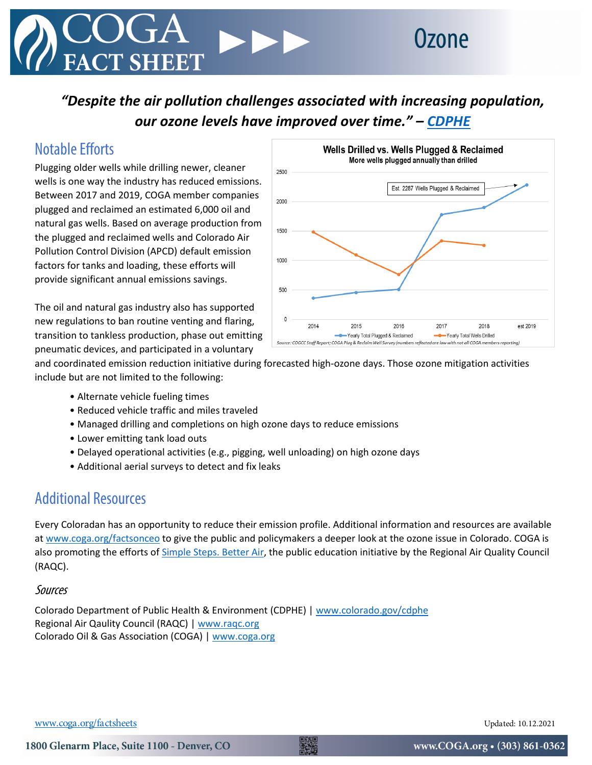# COGA FACT SHEET — Ozone

***"Despite the air pollution challenges associated with increasing population, our ozone levels have improved over time." – [CDPHE](#)***

## Notable Efforts

Plugging older wells while drilling newer, cleaner wells is one way the industry has reduced emissions. Between 2017 and 2019, COGA member companies plugged and reclaimed an estimated 6,000 oil and natural gas wells. Based on average production from the plugged and reclaimed wells and Colorado Air Pollution Control Division (APCD) default emission factors for tanks and loading, these efforts will provide significant annual emissions savings.

Wells Drilled vs. Wells Plugged & Reclaimed

More wells plugged annually than drilled

Est. 2287 Wells Plugged & Reclaimed

2500
2000
1500
1000
500
0

2014 2015 2016 2017 2018 est 2019

Yearly Total Plugged & Reclaimed — Yearly Total Wells Drilled

*Source: COGCC Staff Report; COGA Plug & Reclaim Well Survey (numbers reflected are low with not all COGA members reporting)*

The oil and natural gas industry also has supported new regulations to ban routine venting and flaring, transition to tankless production, phase out emitting pneumatic devices, and participated in a voluntary and coordinated emission reduction initiative during forecasted high-ozone days. Those ozone mitigation activities include but are not limited to the following:

- Alternate vehicle fueling times
- Reduced vehicle traffic and miles traveled
- Managed drilling and completions on high ozone days to reduce emissions
- Lower emitting tank load outs
- Delayed operational activities (e.g., pigging, well unloading) on high ozone days
- Additional aerial surveys to detect and fix leaks

## Additional Resources

Every Coloradan has an opportunity to reduce their emission profile. Additional information and resources are available at [www.coga.org/factsonceo](http://www.coga.org/factsonceo) to give the public and policymakers a deeper look at the ozone issue in Colorado. COGA is also promoting the efforts of [Simple Steps. Better Air](#), the public education initiative by the Regional Air Quality Council (RAQC).

### *Sources*

Colorado Department of Public Health & Environment (CDPHE) | [www.colorado.gov/cdphe](http://www.colorado.gov/cdphe)
Regional Air Qaulity Council (RAQC) | [www.raqc.org](http://www.raqc.org)
Colorado Oil & Gas Association (COGA) | [www.coga.org](http://www.coga.org)

[www.coga.org/factsheets](http://www.coga.org/factsheets) Updated: 10.12.2021

1800 Glenarm Place, Suite 1100 - Denver, CO www.COGA.org • (303) 861-0362